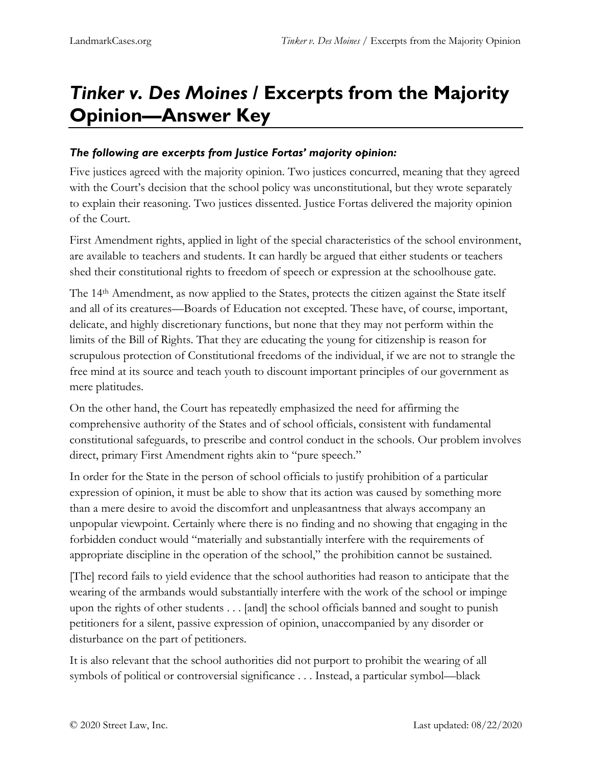// Tinker v. Des Moines — majority opinion excerpts, page 1

# *Tinker v. Des Moines* / Excerpts from the Majority Opinion—Answer Key

### *The following are excerpts from Justice Fortas' majority opinion:*

Five justices agreed with the majority opinion. Two justices concurred, meaning that they agreed with the Court's decision that the school policy was unconstitutional, but they wrote separately to explain their reasoning. Two justices dissented. Justice Fortas delivered the majority opinion of the Court.

First Amendment rights, applied in light of the special characteristics of the school environment, are available to teachers and students. It can hardly be argued that either students or teachers shed their constitutional rights to freedom of speech or expression at the schoolhouse gate.

The 14th Amendment, as now applied to the States, protects the citizen against the State itself and all of its creatures—Boards of Education not excepted. These have, of course, important, delicate, and highly discretionary functions, but none that they may not perform within the limits of the Bill of Rights. That they are educating the young for citizenship is reason for scrupulous protection of Constitutional freedoms of the individual, if we are not to strangle the free mind at its source and teach youth to discount important principles of our government as mere platitudes.

On the other hand, the Court has repeatedly emphasized the need for affirming the comprehensive authority of the States and of school officials, consistent with fundamental constitutional safeguards, to prescribe and control conduct in the schools. Our problem involves direct, primary First Amendment rights akin to "pure speech."

In order for the State in the person of school officials to justify prohibition of a particular expression of opinion, it must be able to show that its action was caused by something more than a mere desire to avoid the discomfort and unpleasantness that always accompany an unpopular viewpoint. Certainly where there is no finding and no showing that engaging in the forbidden conduct would "materially and substantially interfere with the requirements of appropriate discipline in the operation of the school," the prohibition cannot be sustained.

[The] record fails to yield evidence that the school authorities had reason to anticipate that the wearing of the armbands would substantially interfere with the work of the school or impinge upon the rights of other students . . . [and] the school officials banned and sought to punish petitioners for a silent, passive expression of opinion, unaccompanied by any disorder or disturbance on the part of petitioners.

It is also relevant that the school authorities did not purport to prohibit the wearing of all symbols of political or controversial significance . . . Instead, a particular symbol—black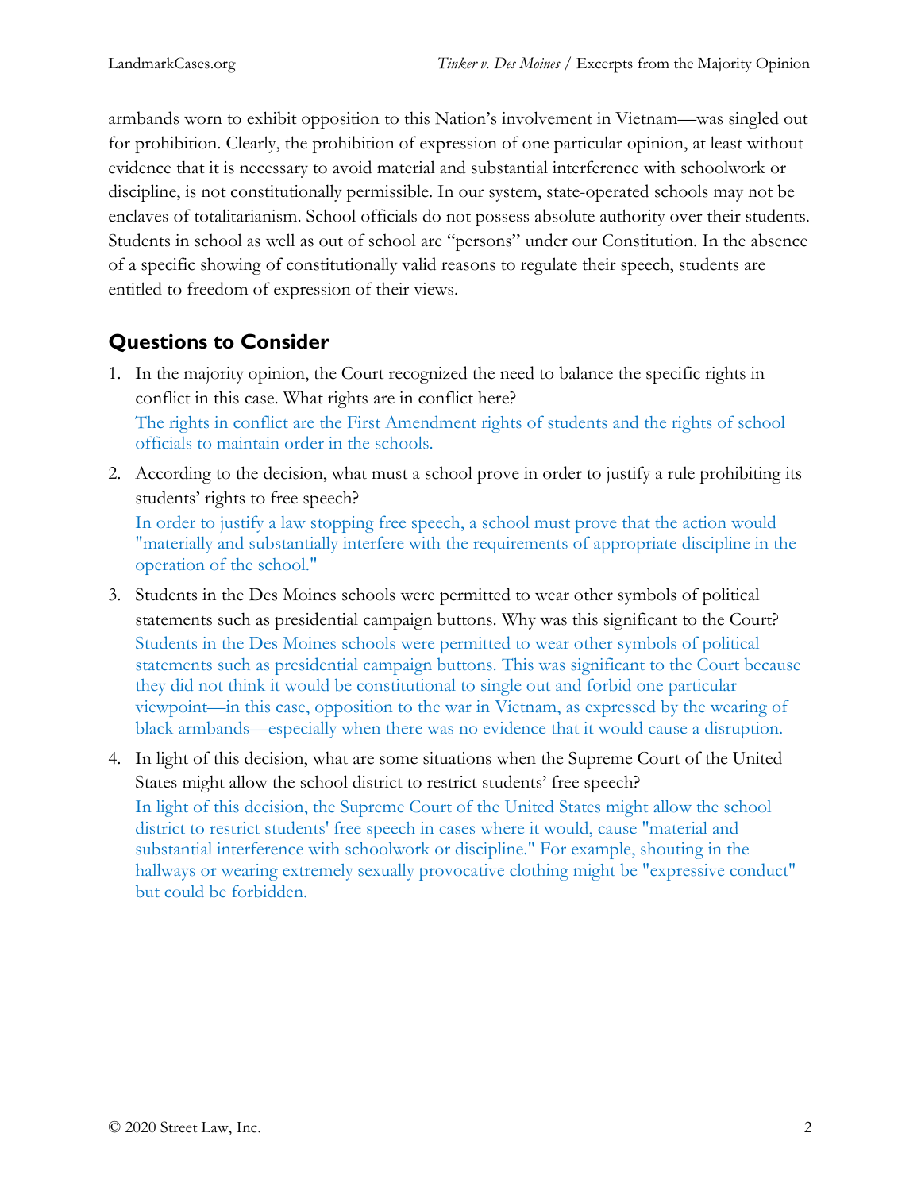armbands worn to exhibit opposition to this Nation's involvement in Vietnam—was singled out for prohibition. Clearly, the prohibition of expression of one particular opinion, at least without evidence that it is necessary to avoid material and substantial interference with schoolwork or discipline, is not constitutionally permissible. In our system, state-operated schools may not be enclaves of totalitarianism. School officials do not possess absolute authority over their students. Students in school as well as out of school are "persons" under our Constitution. In the absence of a specific showing of constitutionally valid reasons to regulate their speech, students are entitled to freedom of expression of their views.

## Questions to Consider

1. In the majority opinion, the Court recognized the need to balance the specific rights in conflict in this case. What rights are in conflict here?
   The rights in conflict are the First Amendment rights of students and the rights of school officials to maintain order in the schools.
2. According to the decision, what must a school prove in order to justify a rule prohibiting its students' rights to free speech?
   In order to justify a law stopping free speech, a school must prove that the action would "materially and substantially interfere with the requirements of appropriate discipline in the operation of the school."
3. Students in the Des Moines schools were permitted to wear other symbols of political statements such as presidential campaign buttons. Why was this significant to the Court?
   Students in the Des Moines schools were permitted to wear other symbols of political statements such as presidential campaign buttons. This was significant to the Court because they did not think it would be constitutional to single out and forbid one particular viewpoint—in this case, opposition to the war in Vietnam, as expressed by the wearing of black armbands—especially when there was no evidence that it would cause a disruption.
4. In light of this decision, what are some situations when the Supreme Court of the United States might allow the school district to restrict students' free speech?
   In light of this decision, the Supreme Court of the United States might allow the school district to restrict students' free speech in cases where it would, cause "material and substantial interference with schoolwork or discipline." For example, shouting in the hallways or wearing extremely sexually provocative clothing might be "expressive conduct" but could be forbidden.

© 2020 Street Law, Inc.